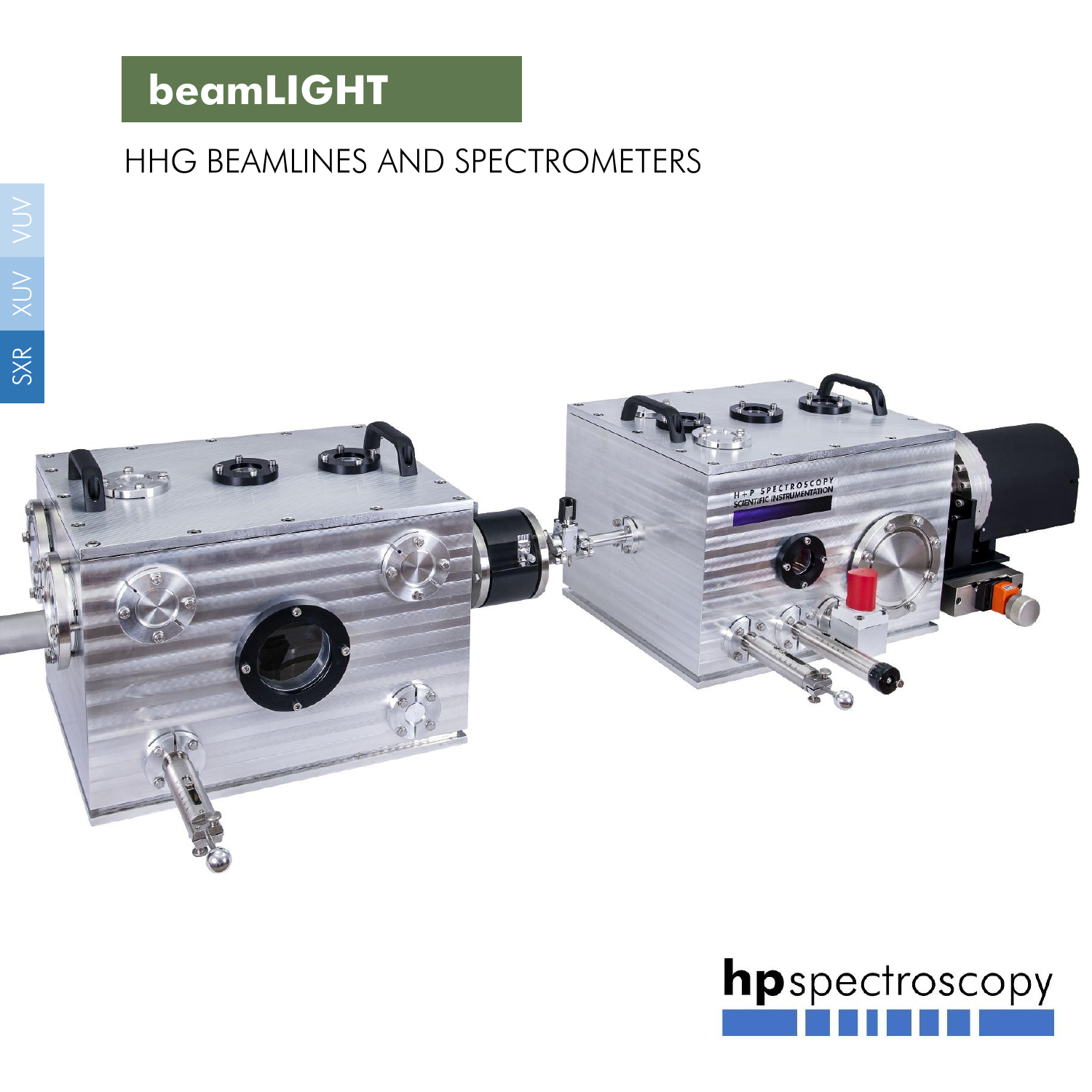# beamLIGHT

## HHG BEAMLINES AND SPECTROMETERS

VUV XUV SXR

hpspectroscopy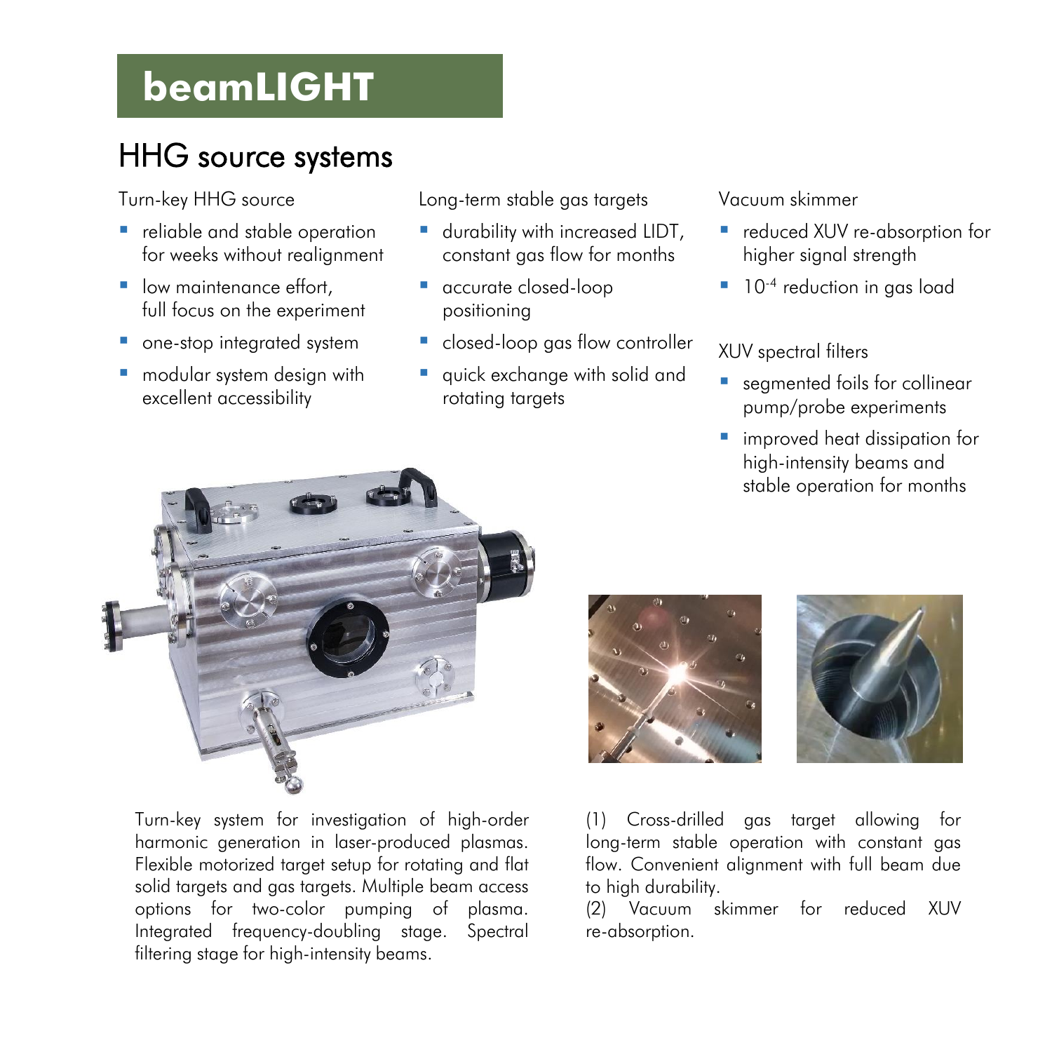# beamLIGHT

## HHG source systems

Turn-key HHG source

- reliable and stable operation for weeks without realignment
- low maintenance effort, full focus on the experiment
- one-stop integrated system
- modular system design with excellent accessibility

Long-term stable gas targets

- durability with increased LIDT, constant gas flow for months
- accurate closed-loop positioning
- closed-loop gas flow controller
- quick exchange with solid and rotating targets

Vacuum skimmer

- reduced XUV re-absorption for higher signal strength
- $10^{-4}$ reduction in gas load

XUV spectral filters

- segmented foils for collinear pump/probe experiments
- improved heat dissipation for high-intensity beams and stable operation for months

Turn-key system for investigation of high-order harmonic generation in laser-produced plasmas. Flexible motorized target setup for rotating and flat solid targets and gas targets. Multiple beam access options for two-color pumping of plasma. Integrated frequency-doubling stage. Spectral filtering stage for high-intensity beams.

(1) Cross-drilled gas target allowing for long-term stable operation with constant gas flow. Convenient alignment with full beam due to high durability.
(2) Vacuum skimmer for reduced XUV re-absorption.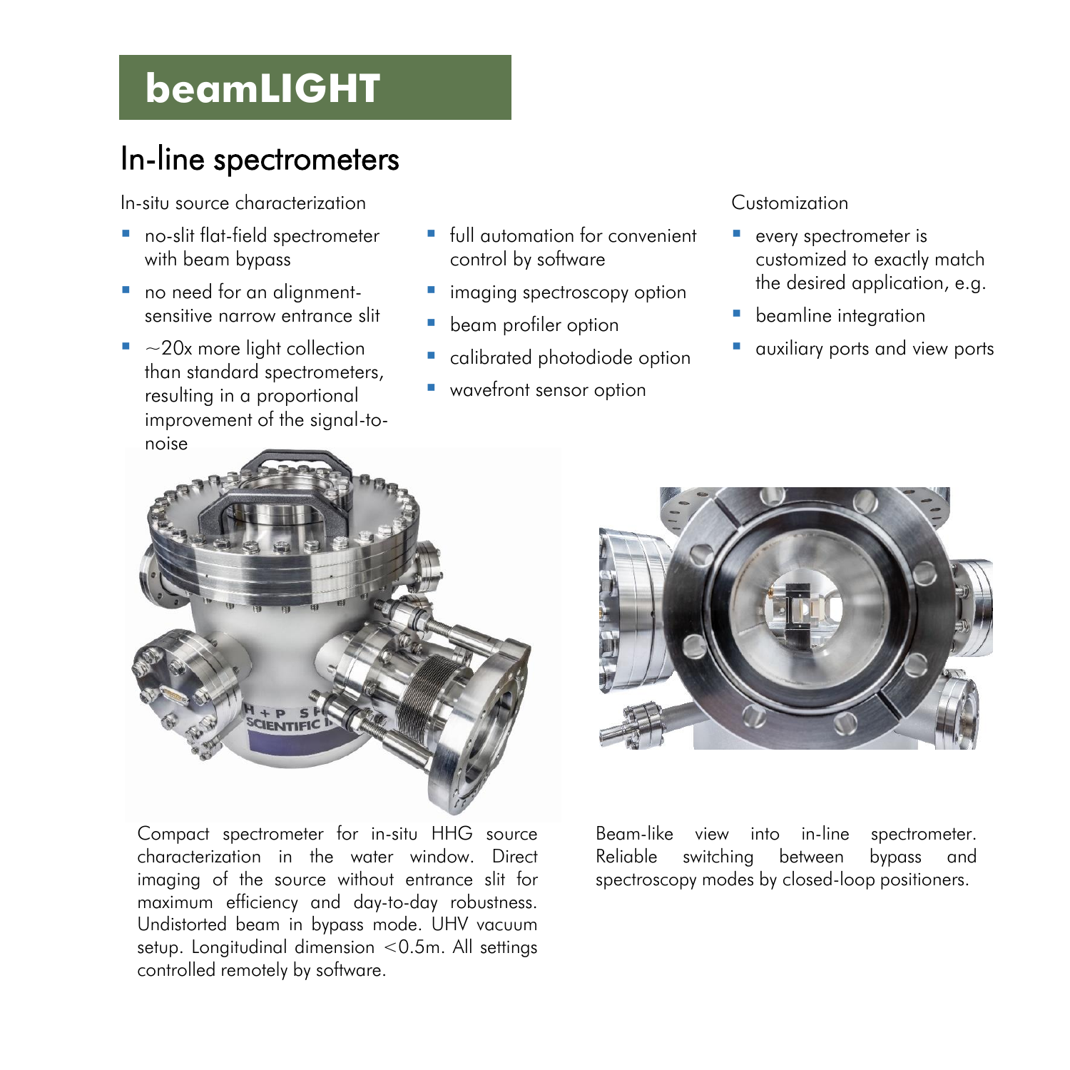# beamLIGHT

## In-line spectrometers

In-situ source characterization

- no-slit flat-field spectrometer with beam bypass
- no need for an alignment-sensitive narrow entrance slit
- ~20x more light collection than standard spectrometers, resulting in a proportional improvement of the signal-to-noise
- full automation for convenient control by software
- imaging spectroscopy option
- beam profiler option
- calibrated photodiode option
- wavefront sensor option

Customization

- every spectrometer is customized to exactly match the desired application, e.g.
- beamline integration
- auxiliary ports and view ports

Compact spectrometer for in-situ HHG source characterization in the water window. Direct imaging of the source without entrance slit for maximum efficiency and day-to-day robustness. Undistorted beam in bypass mode. UHV vacuum setup. Longitudinal dimension <0.5m. All settings controlled remotely by software.

Beam-like view into in-line spectrometer. Reliable switching between bypass and spectroscopy modes by closed-loop positioners.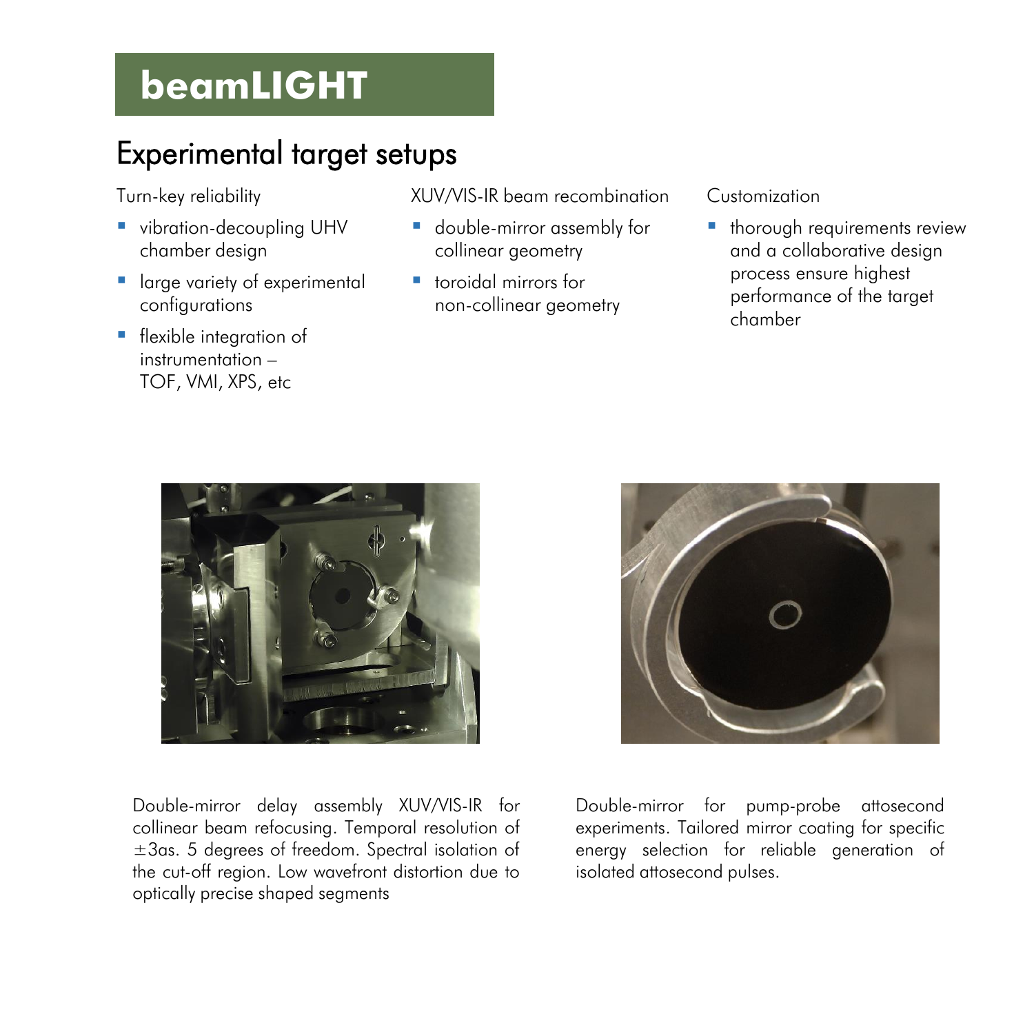# beamLIGHT

## Experimental target setups

Turn-key reliability

- vibration-decoupling UHV chamber design
- large variety of experimental configurations
- flexible integration of instrumentation – TOF, VMI, XPS, etc

XUV/VIS-IR beam recombination

- double-mirror assembly for collinear geometry
- toroidal mirrors for non-collinear geometry

Customization

- thorough requirements review and a collaborative design process ensure highest performance of the target chamber

Double-mirror delay assembly XUV/VIS-IR for collinear beam refocusing. Temporal resolution of ±3as. 5 degrees of freedom. Spectral isolation of the cut-off region. Low wavefront distortion due to optically precise shaped segments

Double-mirror for pump-probe attosecond experiments. Tailored mirror coating for specific energy selection for reliable generation of isolated attosecond pulses.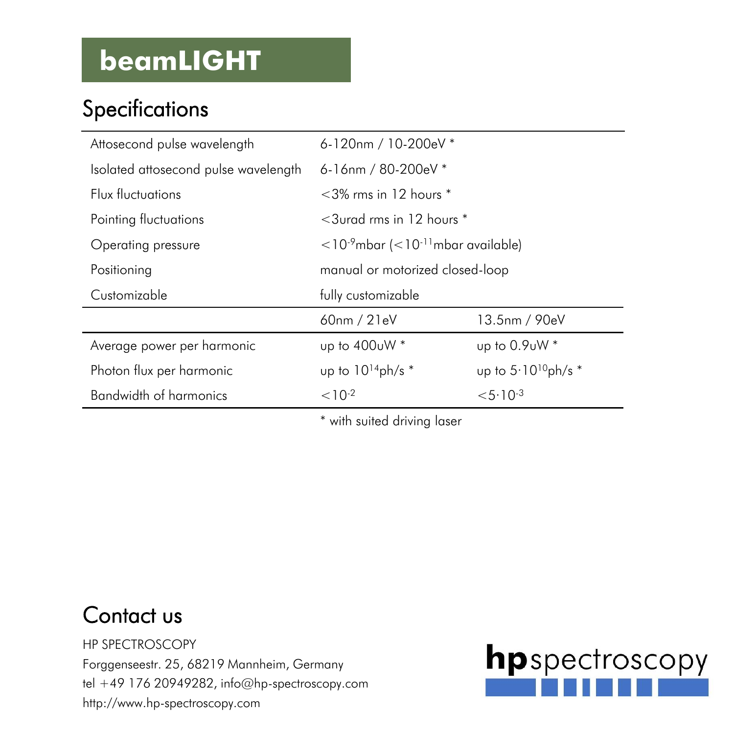# beamLIGHT

## Specifications

| | | |
|---|---|---|
| Attosecond pulse wavelength | 6-120nm / 10-200eV * | |
| Isolated attosecond pulse wavelength | 6-16nm / 80-200eV * | |
| Flux fluctuations | <3% rms in 12 hours * | |
| Pointing fluctuations | <3urad rms in 12 hours * | |
| Operating pressure | $<10^{-9}$mbar ($<10^{-11}$mbar available) | |
| Positioning | manual or motorized closed-loop | |
| Customizable | fully customizable | |
| | 60nm / 21eV | 13.5nm / 90eV |
| Average power per harmonic | up to 400uW * | up to 0.9uW * |
| Photon flux per harmonic | up to $10^{14}$ph/s * | up to $5 \cdot 10^{10}$ph/s * |
| Bandwidth of harmonics | $<10^{-2}$ | $<5 \cdot 10^{-3}$ |

* with suited driving laser

## Contact us

HP SPECTROSCOPY
Forggenseestr. 25, 68219 Mannheim, Germany
tel +49 176 20949282, info@hp-spectroscopy.com
http://www.hp-spectroscopy.com

hpspectroscopy